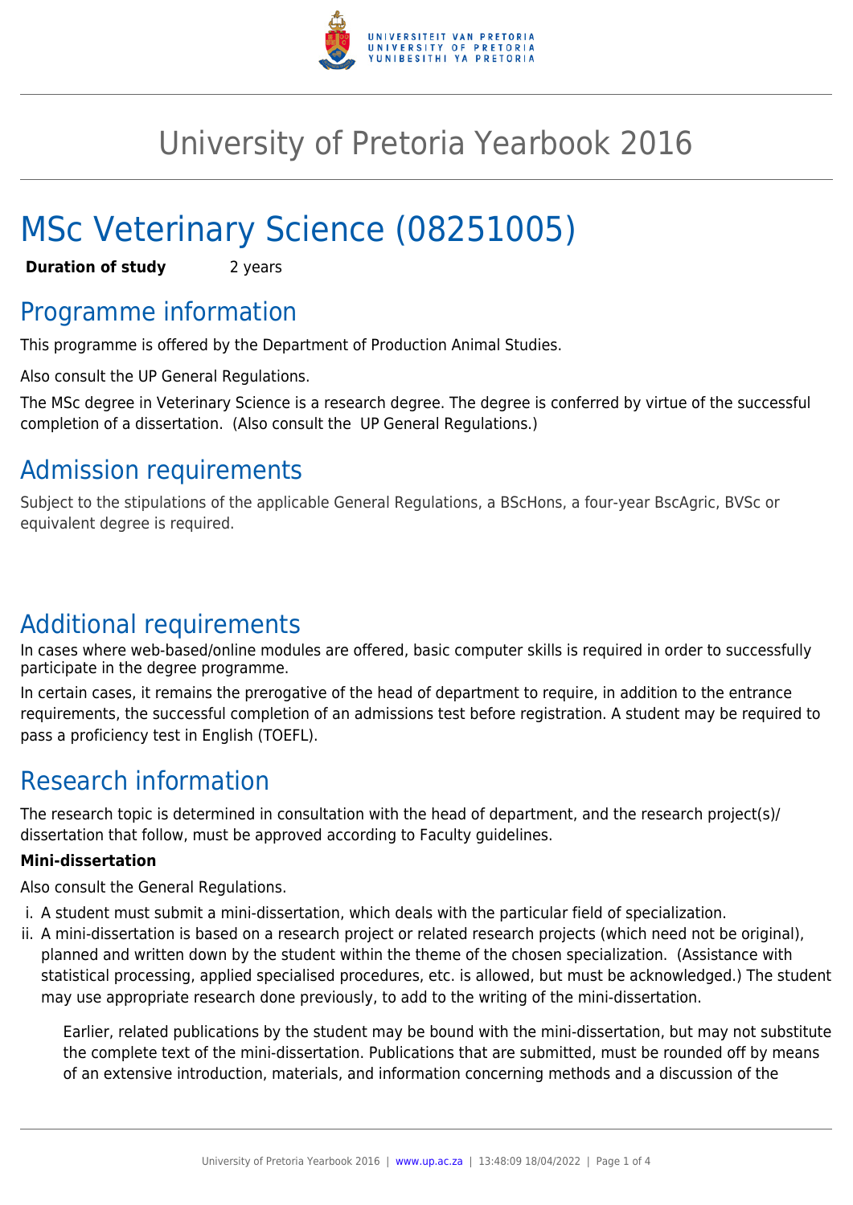# University of Pretoria Yearbook 2016

# MSc Veterinary Science (08251005)

**Duration of study** 2 years

## Programme information

This programme is offered by the Department of Production Animal Studies.

Also consult the UP General Regulations.

The MSc degree in Veterinary Science is a research degree. The degree is conferred by virtue of the successful completion of a dissertation. (Also consult the UP General Regulations.)

## Admission requirements

Subject to the stipulations of the applicable General Regulations, a BScHons, a four-year BscAgric, BVSc or equivalent degree is required.

## Additional requirements

In cases where web-based/online modules are offered, basic computer skills is required in order to successfully participate in the degree programme.

In certain cases, it remains the prerogative of the head of department to require, in addition to the entrance requirements, the successful completion of an admissions test before registration. A student may be required to pass a proficiency test in English (TOEFL).

## Research information

The research topic is determined in consultation with the head of department, and the research project(s)/ dissertation that follow, must be approved according to Faculty guidelines.

**Mini-dissertation**

Also consult the General Regulations.

i. A student must submit a mini-dissertation, which deals with the particular field of specialization.
ii. A mini-dissertation is based on a research project or related research projects (which need not be original), planned and written down by the student within the theme of the chosen specialization. (Assistance with statistical processing, applied specialised procedures, etc. is allowed, but must be acknowledged.) The student may use appropriate research done previously, to add to the writing of the mini-dissertation.

    Earlier, related publications by the student may be bound with the mini-dissertation, but may not substitute the complete text of the mini-dissertation. Publications that are submitted, must be rounded off by means of an extensive introduction, materials, and information concerning methods and a discussion of the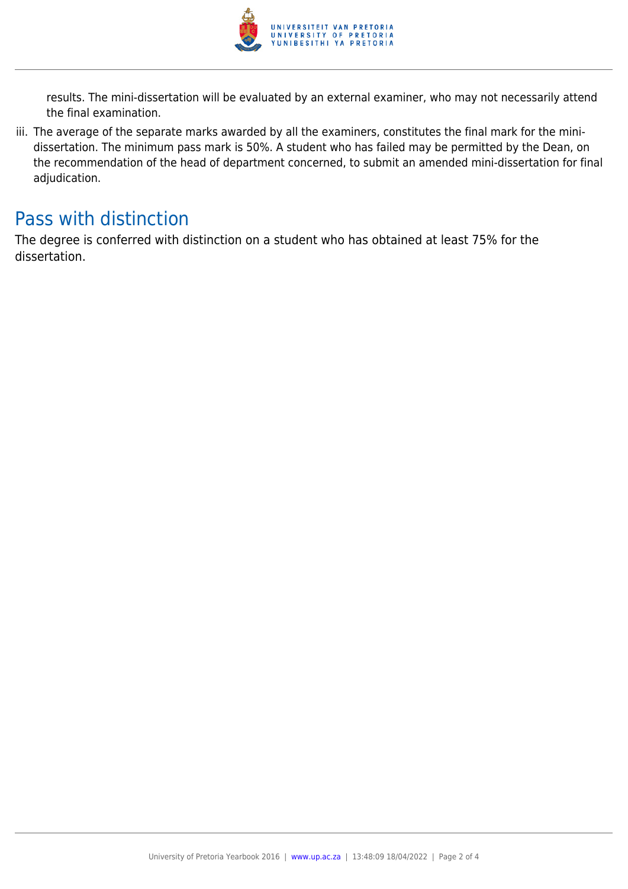results. The mini-dissertation will be evaluated by an external examiner, who may not necessarily attend the final examination.

iii. The average of the separate marks awarded by all the examiners, constitutes the final mark for the mini-dissertation. The minimum pass mark is 50%. A student who has failed may be permitted by the Dean, on the recommendation of the head of department concerned, to submit an amended mini-dissertation for final adjudication.

## Pass with distinction

The degree is conferred with distinction on a student who has obtained at least 75% for the dissertation.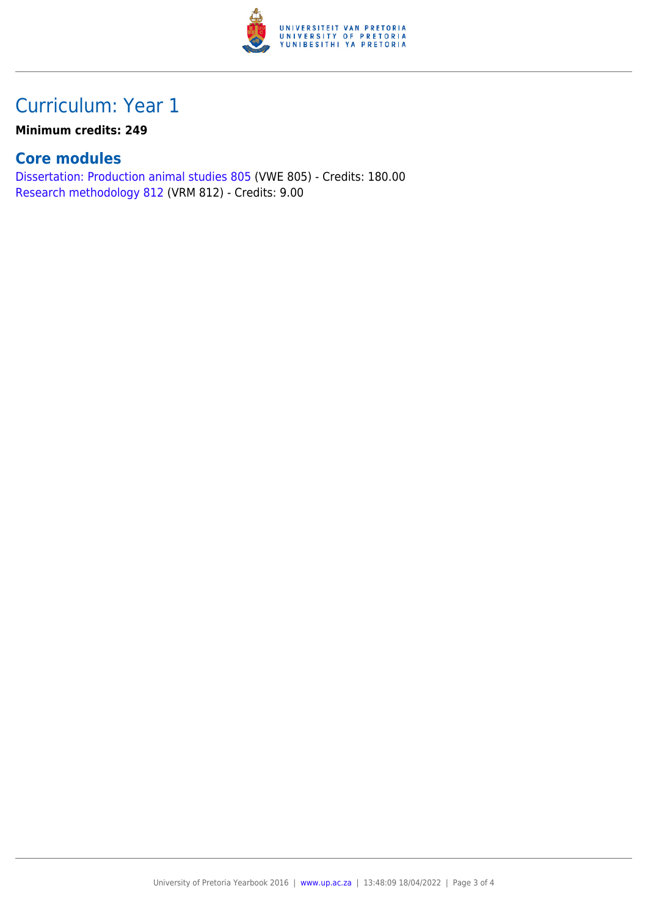# Curriculum: Year 1

**Minimum credits: 249**

## Core modules

Dissertation: Production animal studies 805 (VWE 805) - Credits: 180.00
Research methodology 812 (VRM 812) - Credits: 9.00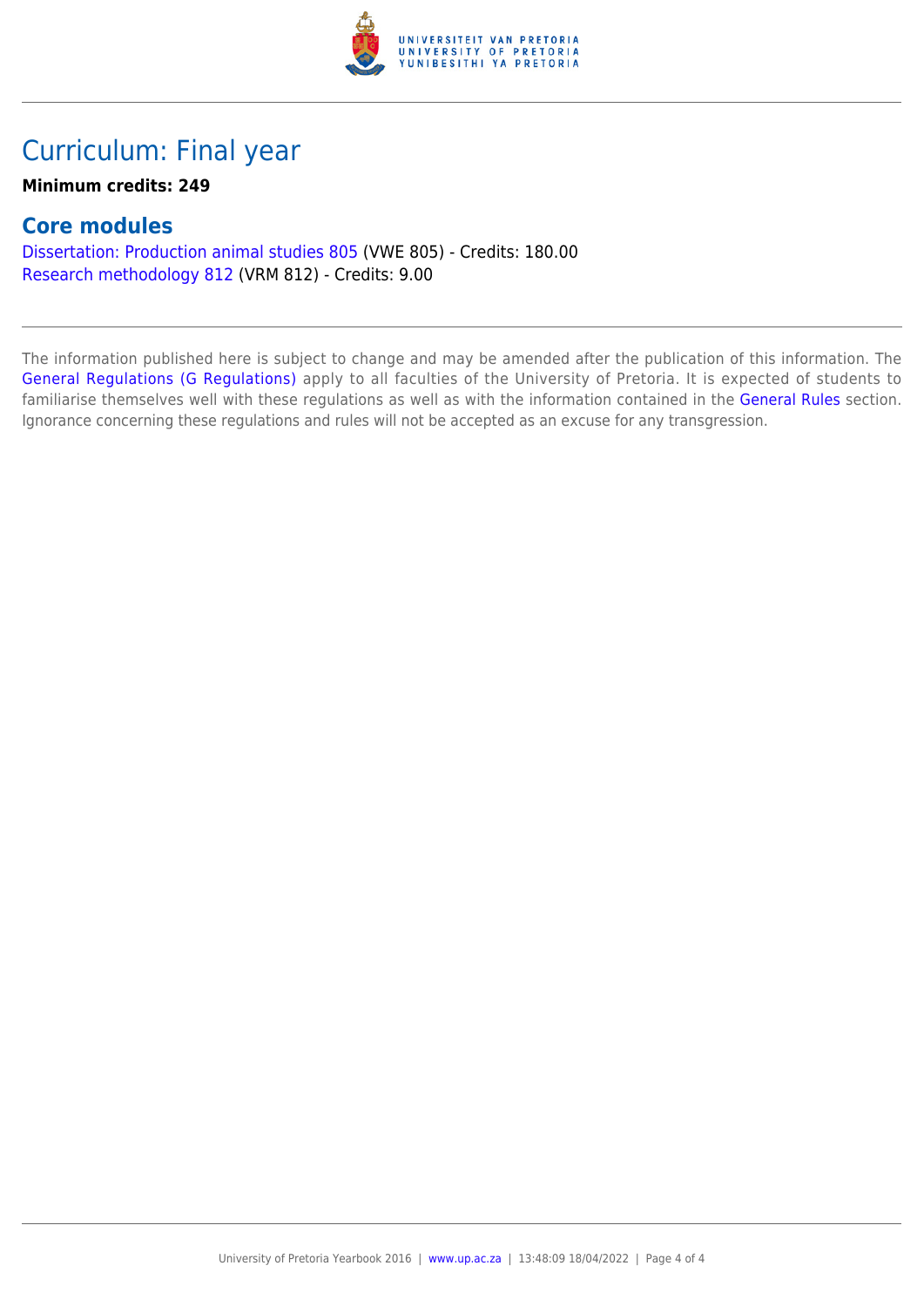# Curriculum: Final year

**Minimum credits: 249**

## Core modules

Dissertation: Production animal studies 805 (VWE 805) - Credits: 180.00
Research methodology 812 (VRM 812) - Credits: 9.00

The information published here is subject to change and may be amended after the publication of this information. The General Regulations (G Regulations) apply to all faculties of the University of Pretoria. It is expected of students to familiarise themselves well with these regulations as well as with the information contained in the General Rules section. Ignorance concerning these regulations and rules will not be accepted as an excuse for any transgression.